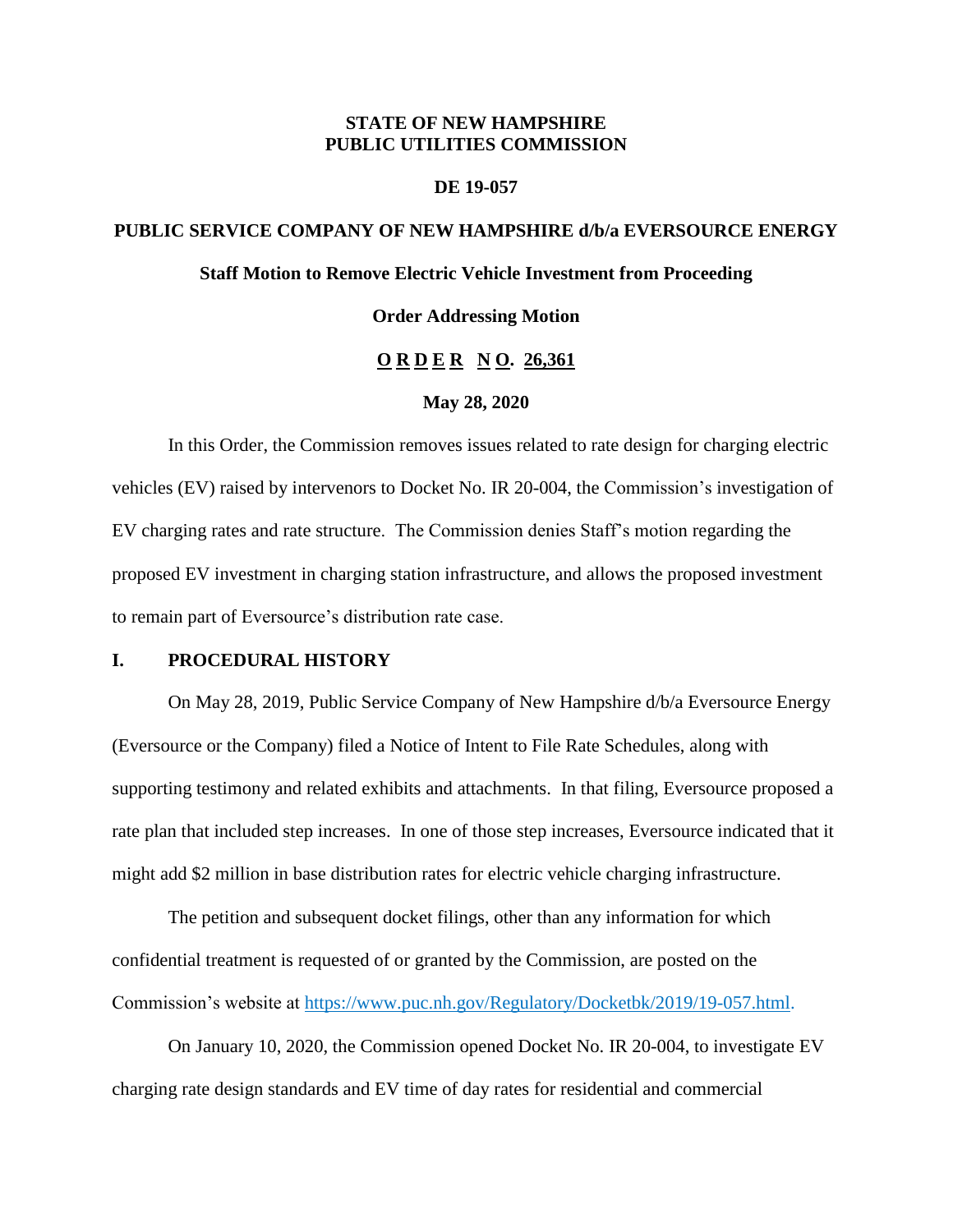**STATE OF NEW HAMPSHIRE**
**PUBLIC UTILITIES COMMISSION**

**DE 19-057**

**PUBLIC SERVICE COMPANY OF NEW HAMPSHIRE d/b/a EVERSOURCE ENERGY**

**Staff Motion to Remove Electric Vehicle Investment from Proceeding**

**Order Addressing Motion**

**ORDER NO. 26,361**

**May 28, 2020**

In this Order, the Commission removes issues related to rate design for charging electric vehicles (EV) raised by intervenors to Docket No. IR 20-004, the Commission's investigation of EV charging rates and rate structure. The Commission denies Staff's motion regarding the proposed EV investment in charging station infrastructure, and allows the proposed investment to remain part of Eversource's distribution rate case.

## I. PROCEDURAL HISTORY

On May 28, 2019, Public Service Company of New Hampshire d/b/a Eversource Energy (Eversource or the Company) filed a Notice of Intent to File Rate Schedules, along with supporting testimony and related exhibits and attachments. In that filing, Eversource proposed a rate plan that included step increases. In one of those step increases, Eversource indicated that it might add $2 million in base distribution rates for electric vehicle charging infrastructure.

The petition and subsequent docket filings, other than any information for which confidential treatment is requested of or granted by the Commission, are posted on the Commission's website at https://www.puc.nh.gov/Regulatory/Docketbk/2019/19-057.html.

On January 10, 2020, the Commission opened Docket No. IR 20-004, to investigate EV charging rate design standards and EV time of day rates for residential and commercial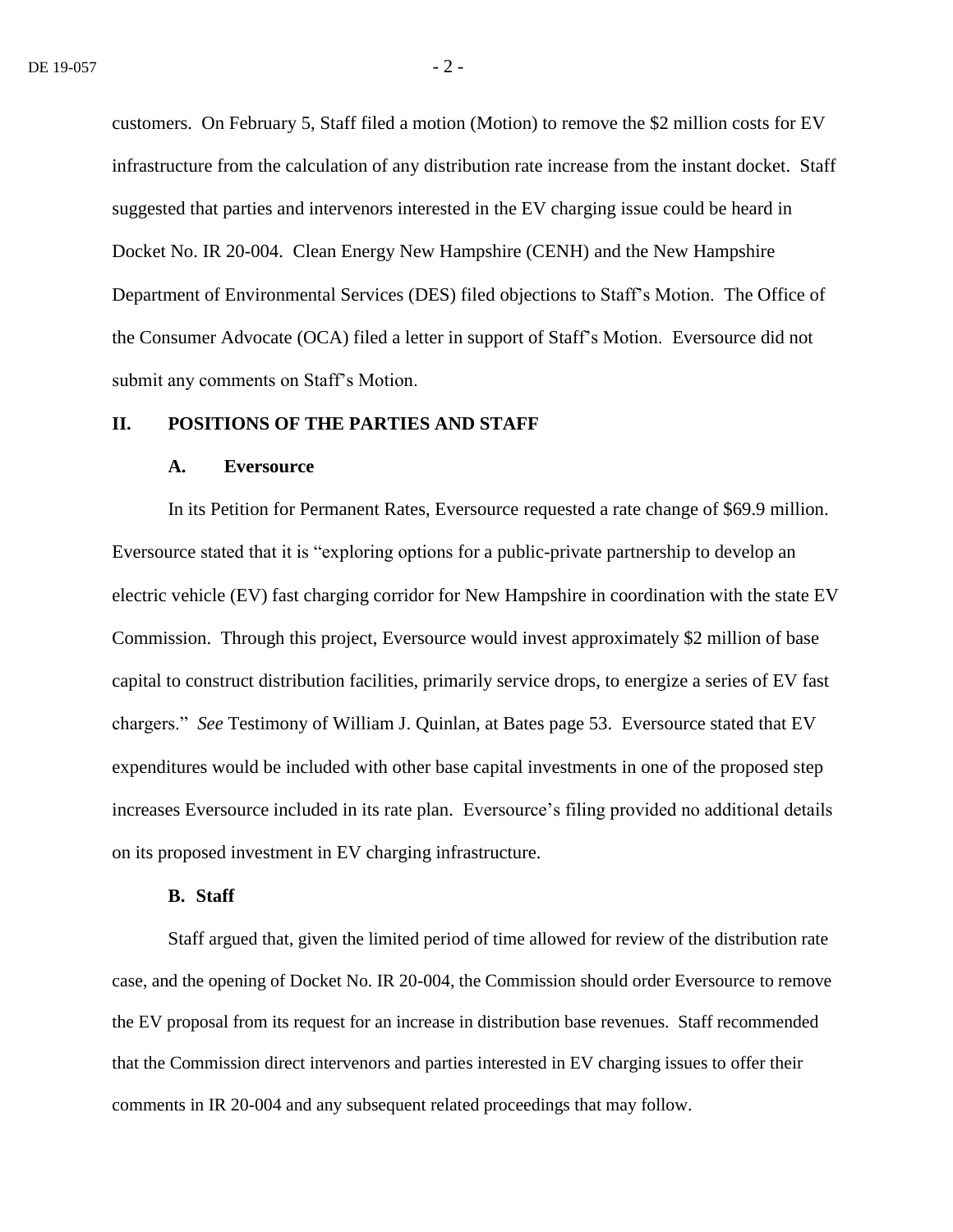customers. On February 5, Staff filed a motion (Motion) to remove the $2 million costs for EV infrastructure from the calculation of any distribution rate increase from the instant docket. Staff suggested that parties and intervenors interested in the EV charging issue could be heard in Docket No. IR 20-004. Clean Energy New Hampshire (CENH) and the New Hampshire Department of Environmental Services (DES) filed objections to Staff's Motion. The Office of the Consumer Advocate (OCA) filed a letter in support of Staff's Motion. Eversource did not submit any comments on Staff's Motion.

## II. POSITIONS OF THE PARTIES AND STAFF

### A. Eversource

In its Petition for Permanent Rates, Eversource requested a rate change of $69.9 million. Eversource stated that it is "exploring options for a public-private partnership to develop an electric vehicle (EV) fast charging corridor for New Hampshire in coordination with the state EV Commission. Through this project, Eversource would invest approximately $2 million of base capital to construct distribution facilities, primarily service drops, to energize a series of EV fast chargers." *See* Testimony of William J. Quinlan, at Bates page 53. Eversource stated that EV expenditures would be included with other base capital investments in one of the proposed step increases Eversource included in its rate plan. Eversource's filing provided no additional details on its proposed investment in EV charging infrastructure.

### B. Staff

Staff argued that, given the limited period of time allowed for review of the distribution rate case, and the opening of Docket No. IR 20-004, the Commission should order Eversource to remove the EV proposal from its request for an increase in distribution base revenues. Staff recommended that the Commission direct intervenors and parties interested in EV charging issues to offer their comments in IR 20-004 and any subsequent related proceedings that may follow.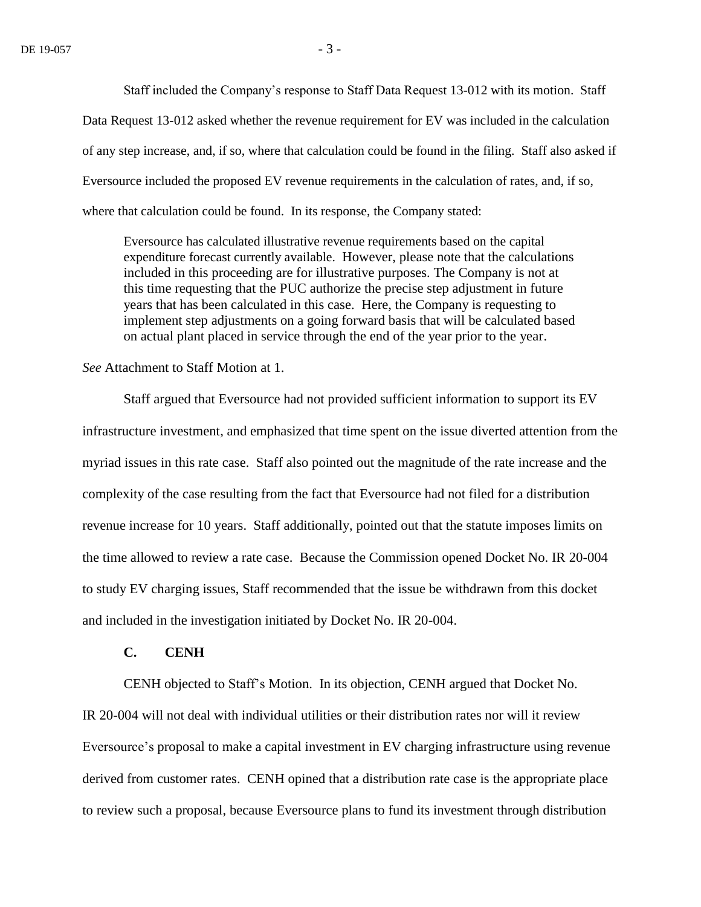Staff included the Company's response to Staff Data Request 13-012 with its motion. Staff Data Request 13-012 asked whether the revenue requirement for EV was included in the calculation of any step increase, and, if so, where that calculation could be found in the filing. Staff also asked if Eversource included the proposed EV revenue requirements in the calculation of rates, and, if so, where that calculation could be found. In its response, the Company stated:

> Eversource has calculated illustrative revenue requirements based on the capital expenditure forecast currently available. However, please note that the calculations included in this proceeding are for illustrative purposes. The Company is not at this time requesting that the PUC authorize the precise step adjustment in future years that has been calculated in this case. Here, the Company is requesting to implement step adjustments on a going forward basis that will be calculated based on actual plant placed in service through the end of the year prior to the year.

*See* Attachment to Staff Motion at 1.

Staff argued that Eversource had not provided sufficient information to support its EV infrastructure investment, and emphasized that time spent on the issue diverted attention from the myriad issues in this rate case. Staff also pointed out the magnitude of the rate increase and the complexity of the case resulting from the fact that Eversource had not filed for a distribution revenue increase for 10 years. Staff additionally, pointed out that the statute imposes limits on the time allowed to review a rate case. Because the Commission opened Docket No. IR 20-004 to study EV charging issues, Staff recommended that the issue be withdrawn from this docket and included in the investigation initiated by Docket No. IR 20-004.

### C. CENH

CENH objected to Staff's Motion. In its objection, CENH argued that Docket No. IR 20-004 will not deal with individual utilities or their distribution rates nor will it review Eversource's proposal to make a capital investment in EV charging infrastructure using revenue derived from customer rates. CENH opined that a distribution rate case is the appropriate place to review such a proposal, because Eversource plans to fund its investment through distribution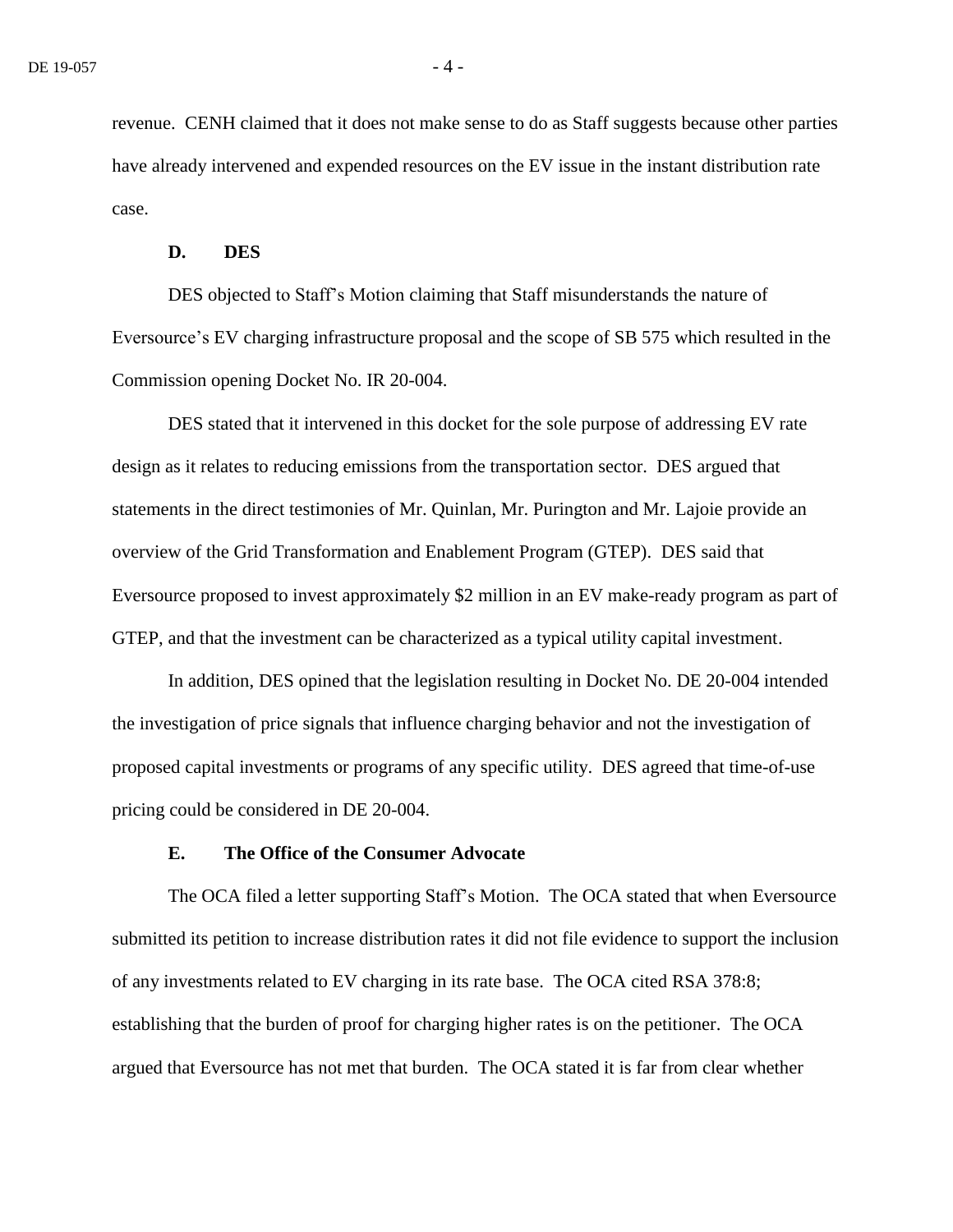revenue. CENH claimed that it does not make sense to do as Staff suggests because other parties have already intervened and expended resources on the EV issue in the instant distribution rate case.

### D. DES

DES objected to Staff's Motion claiming that Staff misunderstands the nature of Eversource's EV charging infrastructure proposal and the scope of SB 575 which resulted in the Commission opening Docket No. IR 20-004.

DES stated that it intervened in this docket for the sole purpose of addressing EV rate design as it relates to reducing emissions from the transportation sector. DES argued that statements in the direct testimonies of Mr. Quinlan, Mr. Purington and Mr. Lajoie provide an overview of the Grid Transformation and Enablement Program (GTEP). DES said that Eversource proposed to invest approximately $2 million in an EV make-ready program as part of GTEP, and that the investment can be characterized as a typical utility capital investment.

In addition, DES opined that the legislation resulting in Docket No. DE 20-004 intended the investigation of price signals that influence charging behavior and not the investigation of proposed capital investments or programs of any specific utility. DES agreed that time-of-use pricing could be considered in DE 20-004.

### E. The Office of the Consumer Advocate

The OCA filed a letter supporting Staff's Motion. The OCA stated that when Eversource submitted its petition to increase distribution rates it did not file evidence to support the inclusion of any investments related to EV charging in its rate base. The OCA cited RSA 378:8; establishing that the burden of proof for charging higher rates is on the petitioner. The OCA argued that Eversource has not met that burden. The OCA stated it is far from clear whether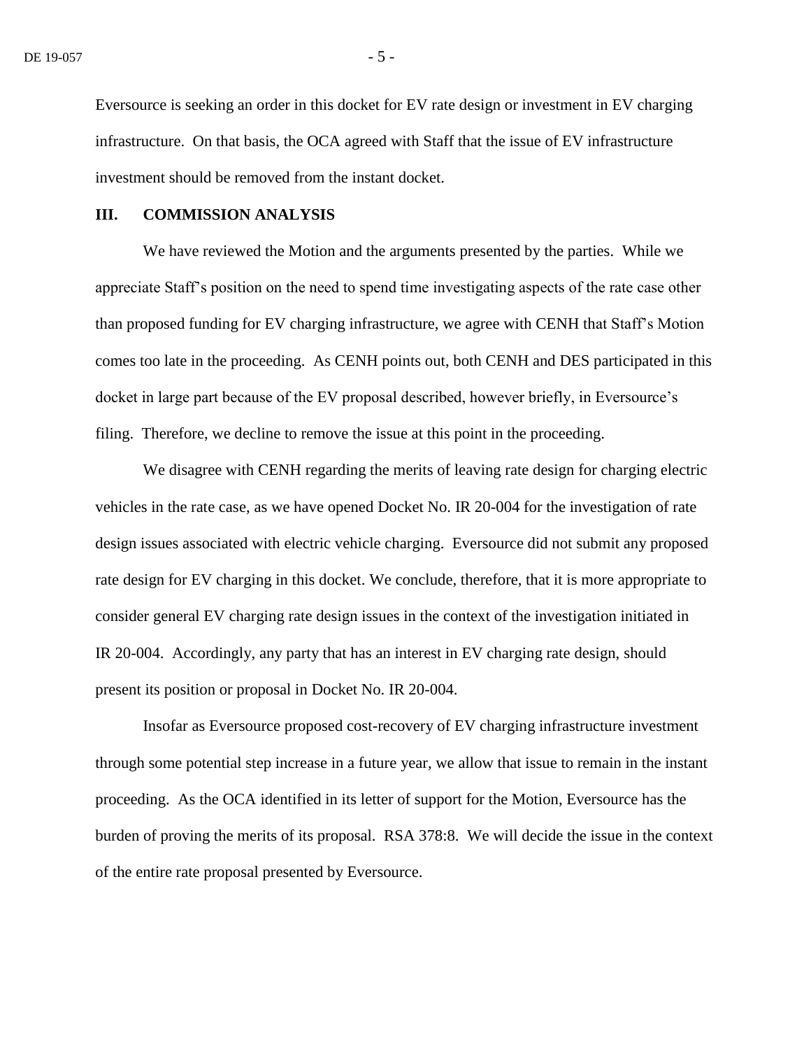Eversource is seeking an order in this docket for EV rate design or investment in EV charging infrastructure. On that basis, the OCA agreed with Staff that the issue of EV infrastructure investment should be removed from the instant docket.

## III. COMMISSION ANALYSIS

We have reviewed the Motion and the arguments presented by the parties. While we appreciate Staff's position on the need to spend time investigating aspects of the rate case other than proposed funding for EV charging infrastructure, we agree with CENH that Staff's Motion comes too late in the proceeding. As CENH points out, both CENH and DES participated in this docket in large part because of the EV proposal described, however briefly, in Eversource's filing. Therefore, we decline to remove the issue at this point in the proceeding.

We disagree with CENH regarding the merits of leaving rate design for charging electric vehicles in the rate case, as we have opened Docket No. IR 20-004 for the investigation of rate design issues associated with electric vehicle charging. Eversource did not submit any proposed rate design for EV charging in this docket. We conclude, therefore, that it is more appropriate to consider general EV charging rate design issues in the context of the investigation initiated in IR 20-004. Accordingly, any party that has an interest in EV charging rate design, should present its position or proposal in Docket No. IR 20-004.

Insofar as Eversource proposed cost-recovery of EV charging infrastructure investment through some potential step increase in a future year, we allow that issue to remain in the instant proceeding. As the OCA identified in its letter of support for the Motion, Eversource has the burden of proving the merits of its proposal. RSA 378:8. We will decide the issue in the context of the entire rate proposal presented by Eversource.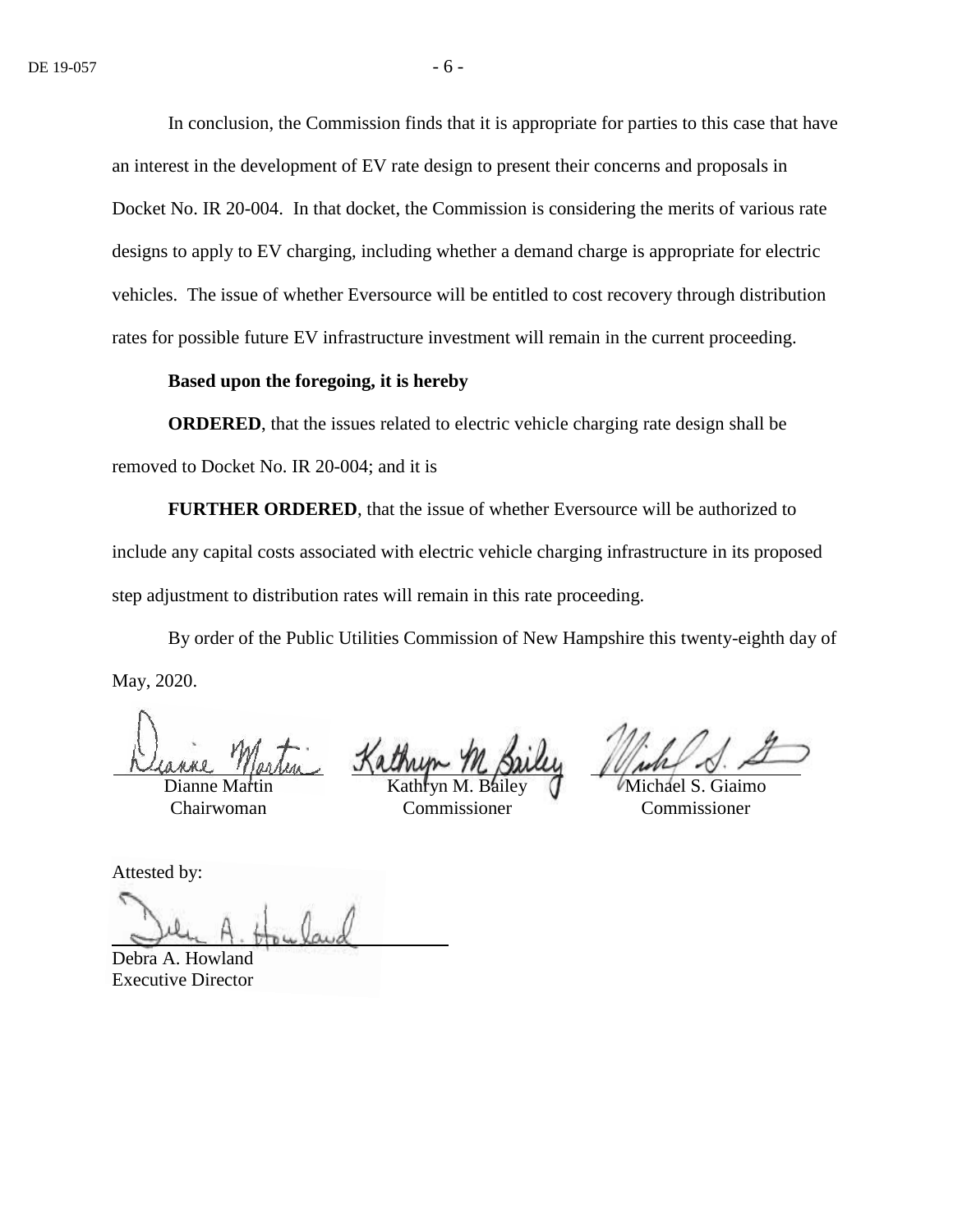In conclusion, the Commission finds that it is appropriate for parties to this case that have an interest in the development of EV rate design to present their concerns and proposals in Docket No. IR 20-004. In that docket, the Commission is considering the merits of various rate designs to apply to EV charging, including whether a demand charge is appropriate for electric vehicles. The issue of whether Eversource will be entitled to cost recovery through distribution rates for possible future EV infrastructure investment will remain in the current proceeding.

**Based upon the foregoing, it is hereby**

**ORDERED**, that the issues related to electric vehicle charging rate design shall be removed to Docket No. IR 20-004; and it is

**FURTHER ORDERED**, that the issue of whether Eversource will be authorized to include any capital costs associated with electric vehicle charging infrastructure in its proposed step adjustment to distribution rates will remain in this rate proceeding.

By order of the Public Utilities Commission of New Hampshire this twenty-eighth day of May, 2020.

| | | |
|---|---|---|
| Dianne Martin<br>Chairwoman | Kathryn M. Bailey<br>Commissioner | Michael S. Giaimo<br>Commissioner |

Attested by:

Debra A. Howland
Executive Director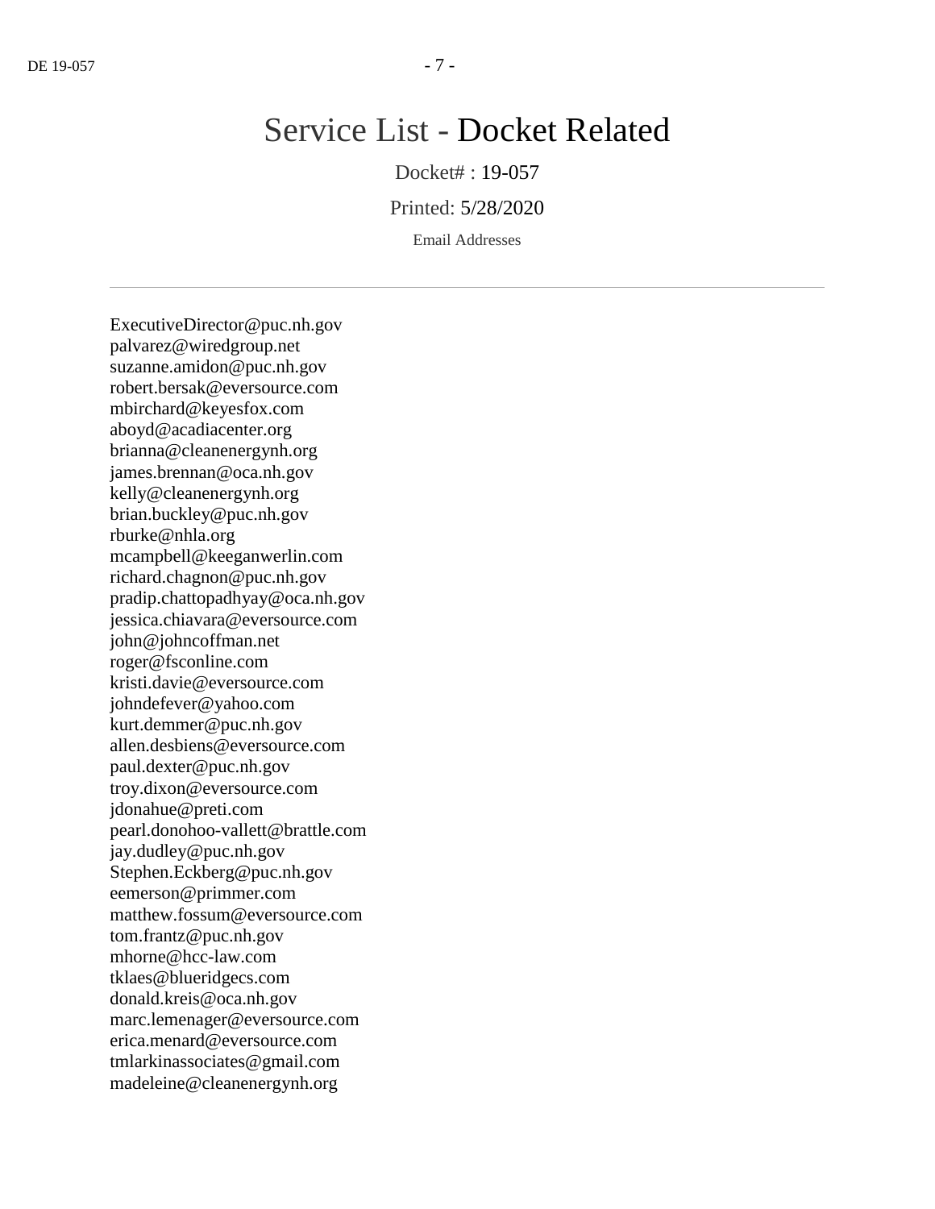# Service List - Docket Related

Docket# : 19-057

Printed: 5/28/2020

Email Addresses

---

ExecutiveDirector@puc.nh.gov
palvarez@wiredgroup.net
suzanne.amidon@puc.nh.gov
robert.bersak@eversource.com
mbirchard@keyesfox.com
aboyd@acadiacenter.org
brianna@cleanenergynh.org
james.brennan@oca.nh.gov
kelly@cleanenergynh.org
brian.buckley@puc.nh.gov
rburke@nhla.org
mcampbell@keeganwerlin.com
richard.chagnon@puc.nh.gov
pradip.chattopadhyay@oca.nh.gov
jessica.chiavara@eversource.com
john@johncoffman.net
roger@fsconline.com
kristi.davie@eversource.com
johndefever@yahoo.com
kurt.demmer@puc.nh.gov
allen.desbiens@eversource.com
paul.dexter@puc.nh.gov
troy.dixon@eversource.com
jdonahue@preti.com
pearl.donohoo-vallett@brattle.com
jay.dudley@puc.nh.gov
Stephen.Eckberg@puc.nh.gov
eemerson@primmer.com
matthew.fossum@eversource.com
tom.frantz@puc.nh.gov
mhorne@hcc-law.com
tklaes@blueridgecs.com
donald.kreis@oca.nh.gov
marc.lemenager@eversource.com
erica.menard@eversource.com
tmlarkinassociates@gmail.com
madeleine@cleanenergynh.org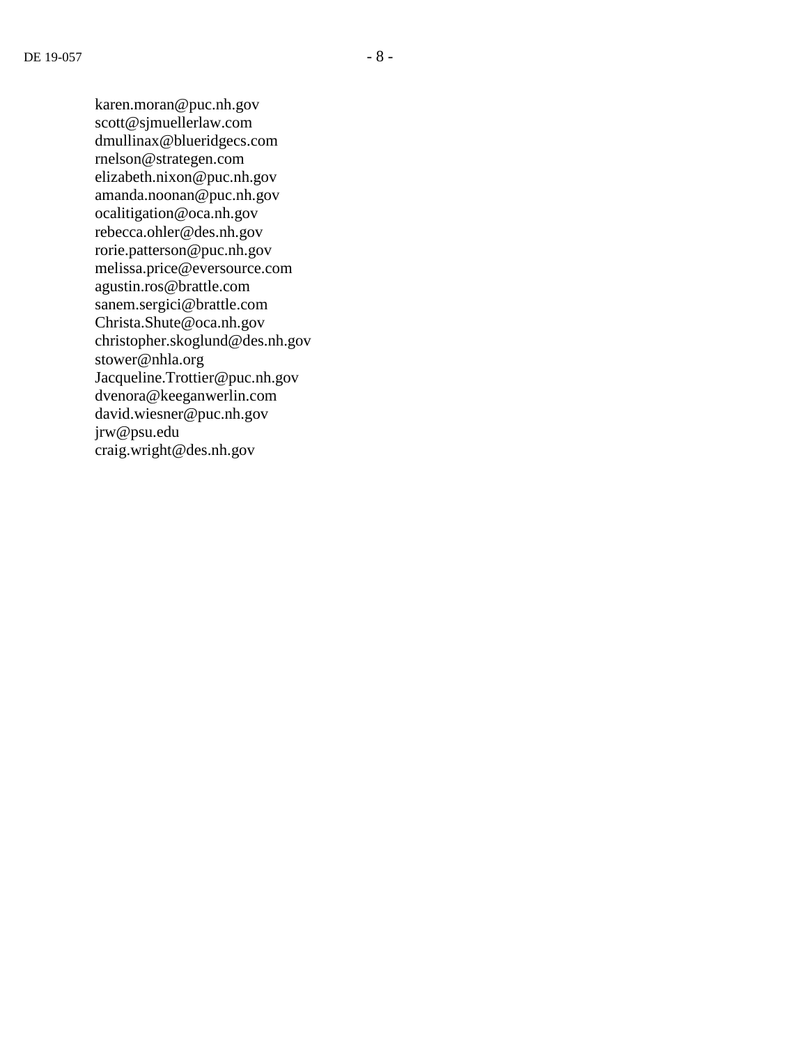karen.moran@puc.nh.gov
scott@sjmuellerlaw.com
dmullinax@blueridgecs.com
rnelson@strategen.com
elizabeth.nixon@puc.nh.gov
amanda.noonan@puc.nh.gov
ocalitigation@oca.nh.gov
rebecca.ohler@des.nh.gov
rorie.patterson@puc.nh.gov
melissa.price@eversource.com
agustin.ros@brattle.com
sanem.sergici@brattle.com
Christa.Shute@oca.nh.gov
christopher.skoglund@des.nh.gov
stower@nhla.org
Jacqueline.Trottier@puc.nh.gov
dvenora@keeganwerlin.com
david.wiesner@puc.nh.gov
jrw@psu.edu
craig.wright@des.nh.gov